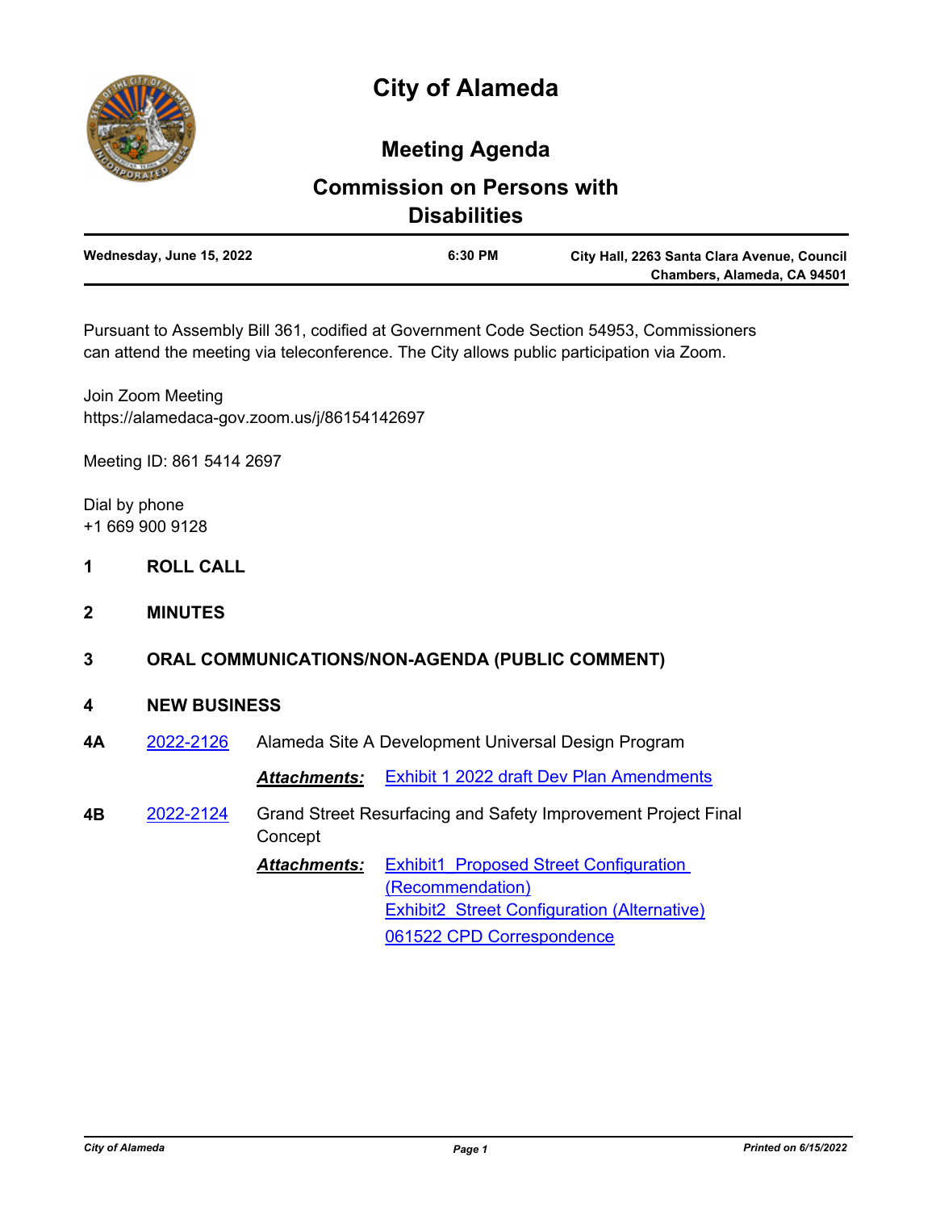# City of Alameda

## Meeting Agenda

## Commission on Persons with Disabilities

| Wednesday, June 15, 2022 | 6:30 PM | City Hall, 2263 Santa Clara Avenue, Council Chambers, Alameda, CA 94501 |
|---|---|---|

Pursuant to Assembly Bill 361, codified at Government Code Section 54953, Commissioners can attend the meeting via teleconference. The City allows public participation via Zoom.

Join Zoom Meeting
https://alamedaca-gov.zoom.us/j/86154142697

Meeting ID: 861 5414 2697

Dial by phone
+1 669 900 9128

**1 ROLL CALL**

**2 MINUTES**

**3 ORAL COMMUNICATIONS/NON-AGENDA (PUBLIC COMMENT)**

**4 NEW BUSINESS**

**4A** 2022-2126 Alameda Site A Development Universal Design Program

***Attachments:*** Exhibit 1 2022 draft Dev Plan Amendments

**4B** 2022-2124 Grand Street Resurfacing and Safety Improvement Project Final Concept

***Attachments:*** Exhibit1_Proposed Street Configuration (Recommendation)
Exhibit2_Street Configuration (Alternative)
061522 CPD Correspondence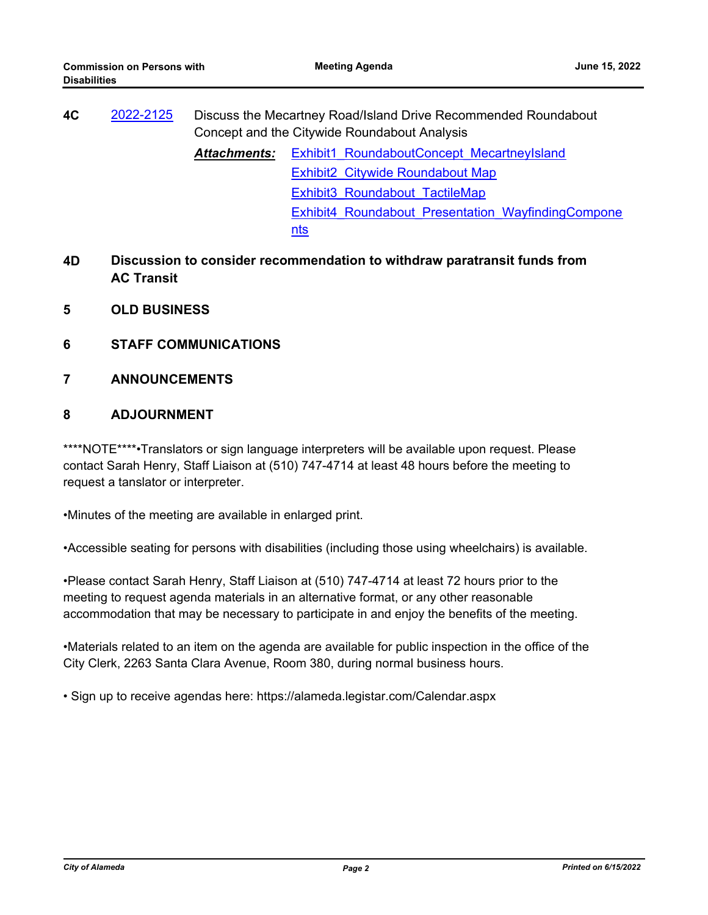**4C** 2022-2125 Discuss the Mecartney Road/Island Drive Recommended Roundabout Concept and the Citywide Roundabout Analysis

***Attachments:*** Exhibit1_RoundaboutConcept_MecartneyIsland
Exhibit2_Citywide Roundabout Map
Exhibit3_Roundabout_TactileMap
Exhibit4_Roundabout_Presentation_WayfindingComponents

**4D Discussion to consider recommendation to withdraw paratransit funds from AC Transit**

## 5 OLD BUSINESS

## 6 STAFF COMMUNICATIONS

## 7 ANNOUNCEMENTS

## 8 ADJOURNMENT

****NOTE****•Translators or sign language interpreters will be available upon request. Please contact Sarah Henry, Staff Liaison at (510) 747-4714 at least 48 hours before the meeting to request a tanslator or interpreter.

•Minutes of the meeting are available in enlarged print.

•Accessible seating for persons with disabilities (including those using wheelchairs) is available.

•Please contact Sarah Henry, Staff Liaison at (510) 747-4714 at least 72 hours prior to the meeting to request agenda materials in an alternative format, or any other reasonable accommodation that may be necessary to participate in and enjoy the benefits of the meeting.

•Materials related to an item on the agenda are available for public inspection in the office of the City Clerk, 2263 Santa Clara Avenue, Room 380, during normal business hours.

• Sign up to receive agendas here: https://alameda.legistar.com/Calendar.aspx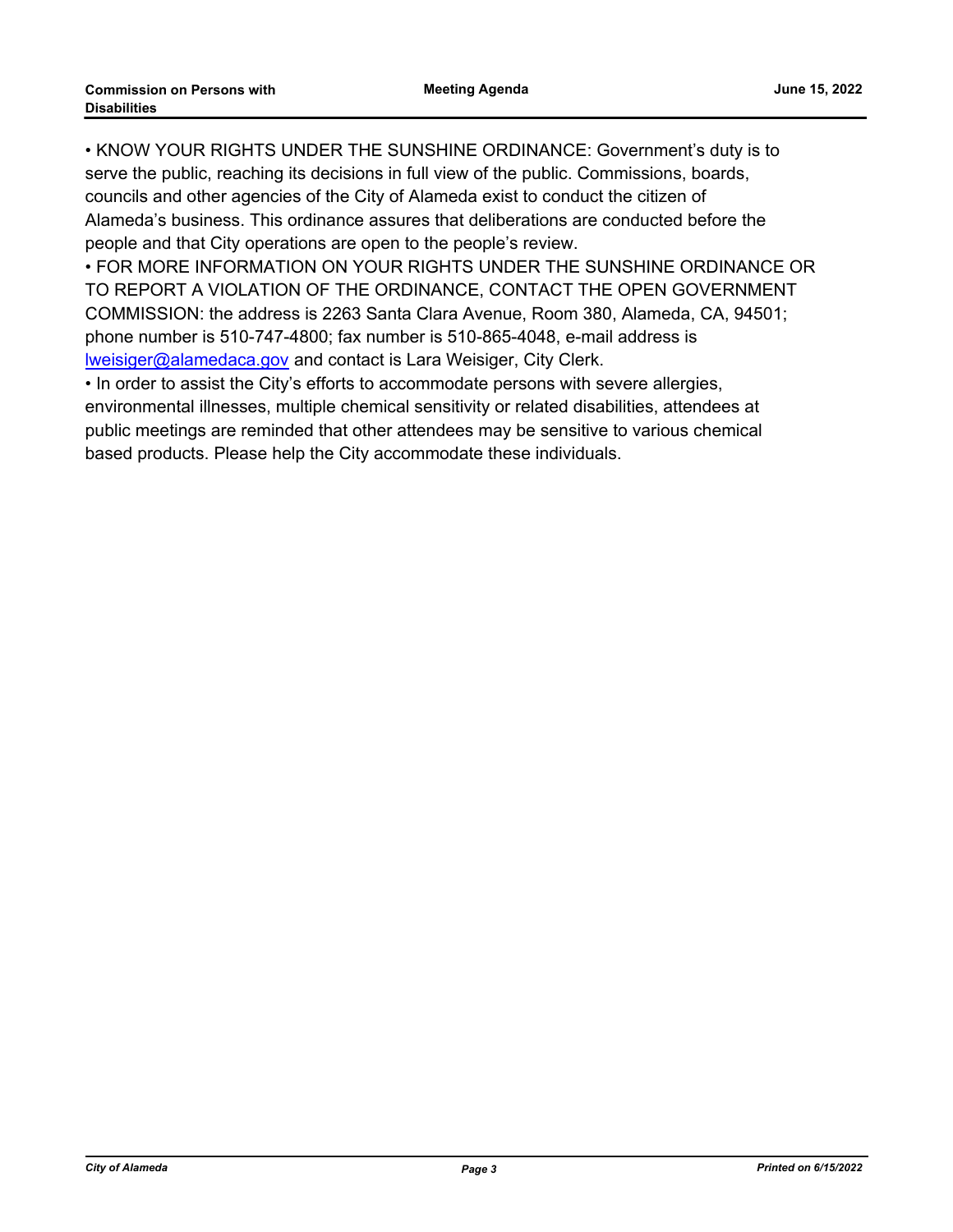- KNOW YOUR RIGHTS UNDER THE SUNSHINE ORDINANCE: Government's duty is to serve the public, reaching its decisions in full view of the public. Commissions, boards, councils and other agencies of the City of Alameda exist to conduct the citizen of Alameda's business. This ordinance assures that deliberations are conducted before the people and that City operations are open to the people's review.
- FOR MORE INFORMATION ON YOUR RIGHTS UNDER THE SUNSHINE ORDINANCE OR TO REPORT A VIOLATION OF THE ORDINANCE, CONTACT THE OPEN GOVERNMENT COMMISSION: the address is 2263 Santa Clara Avenue, Room 380, Alameda, CA, 94501; phone number is 510-747-4800; fax number is 510-865-4048, e-mail address is lweisiger@alamedaca.gov and contact is Lara Weisiger, City Clerk.
- In order to assist the City's efforts to accommodate persons with severe allergies, environmental illnesses, multiple chemical sensitivity or related disabilities, attendees at public meetings are reminded that other attendees may be sensitive to various chemical based products. Please help the City accommodate these individuals.